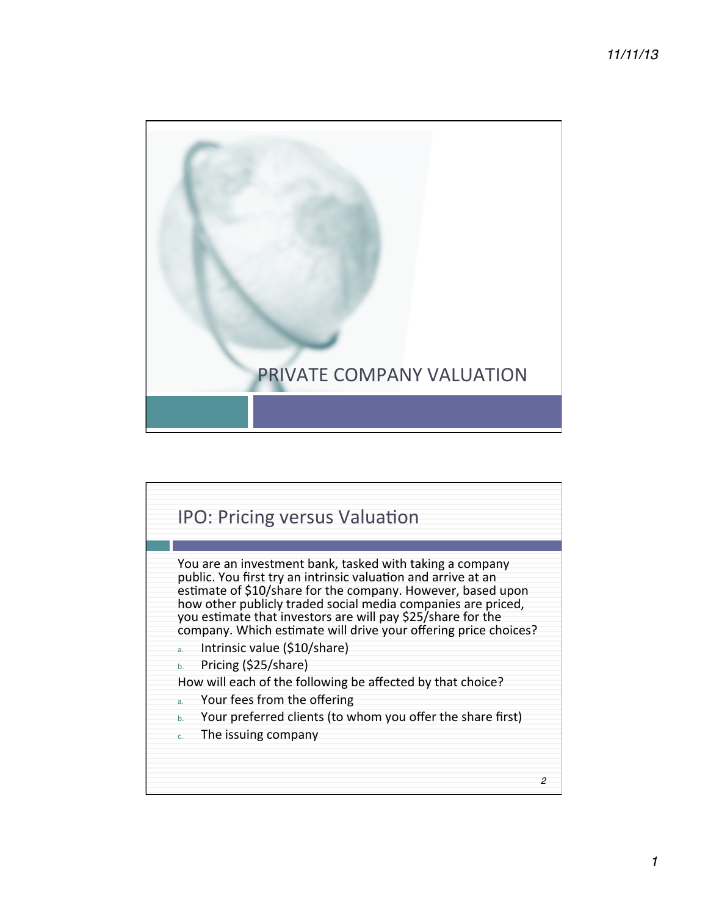# PRIVATE COMPANY VALUATION

## IPO: Pricing versus Valuation

You are an investment bank, tasked with taking a company public. You first try an intrinsic valuation and arrive at an estimate of $10/share for the company. However, based upon how other publicly traded social media companies are priced, you estimate that investors are will pay $25/share for the company. Which estimate will drive your offering price choices?

a. Intrinsic value ($10/share)
b. Pricing ($25/share)

How will each of the following be affected by that choice?

a. Your fees from the offering
b. Your preferred clients (to whom you offer the share first)
c. The issuing company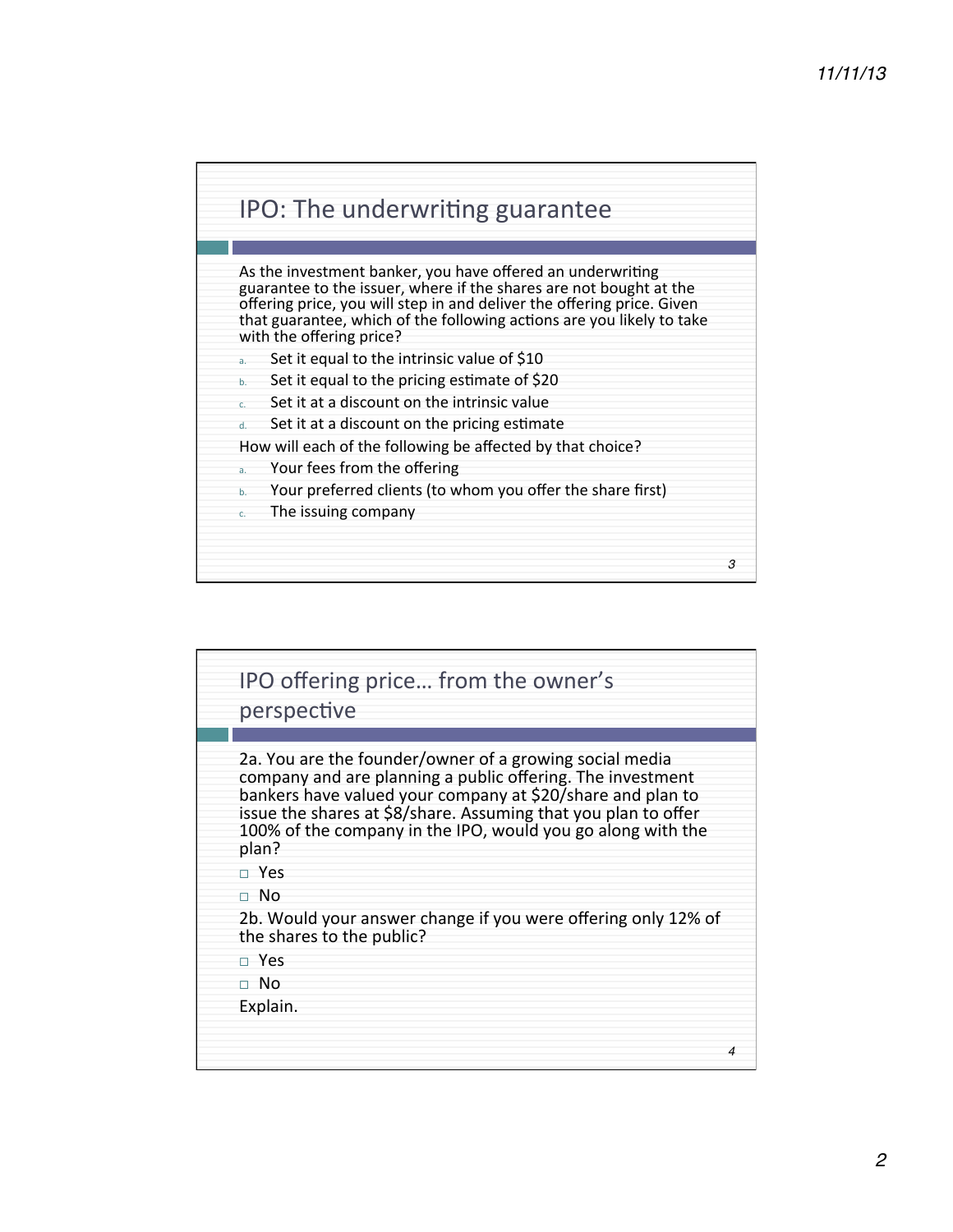## IPO: The underwriting guarantee

As the investment banker, you have offered an underwriting guarantee to the issuer, where if the shares are not bought at the offering price, you will step in and deliver the offering price. Given that guarantee, which of the following actions are you likely to take with the offering price?

a. Set it equal to the intrinsic value of $10
b. Set it equal to the pricing estimate of $20
c. Set it at a discount on the intrinsic value
d. Set it at a discount on the pricing estimate

How will each of the following be affected by that choice?

a. Your fees from the offering
b. Your preferred clients (to whom you offer the share first)
c. The issuing company

## IPO offering price… from the owner's perspective

2a. You are the founder/owner of a growing social media company and are planning a public offering. The investment bankers have valued your company at $20/share and plan to issue the shares at $8/share. Assuming that you plan to offer 100% of the company in the IPO, would you go along with the plan?

- ☐ Yes
- ☐ No

2b. Would your answer change if you were offering only 12% of the shares to the public?

- ☐ Yes
- ☐ No

Explain.